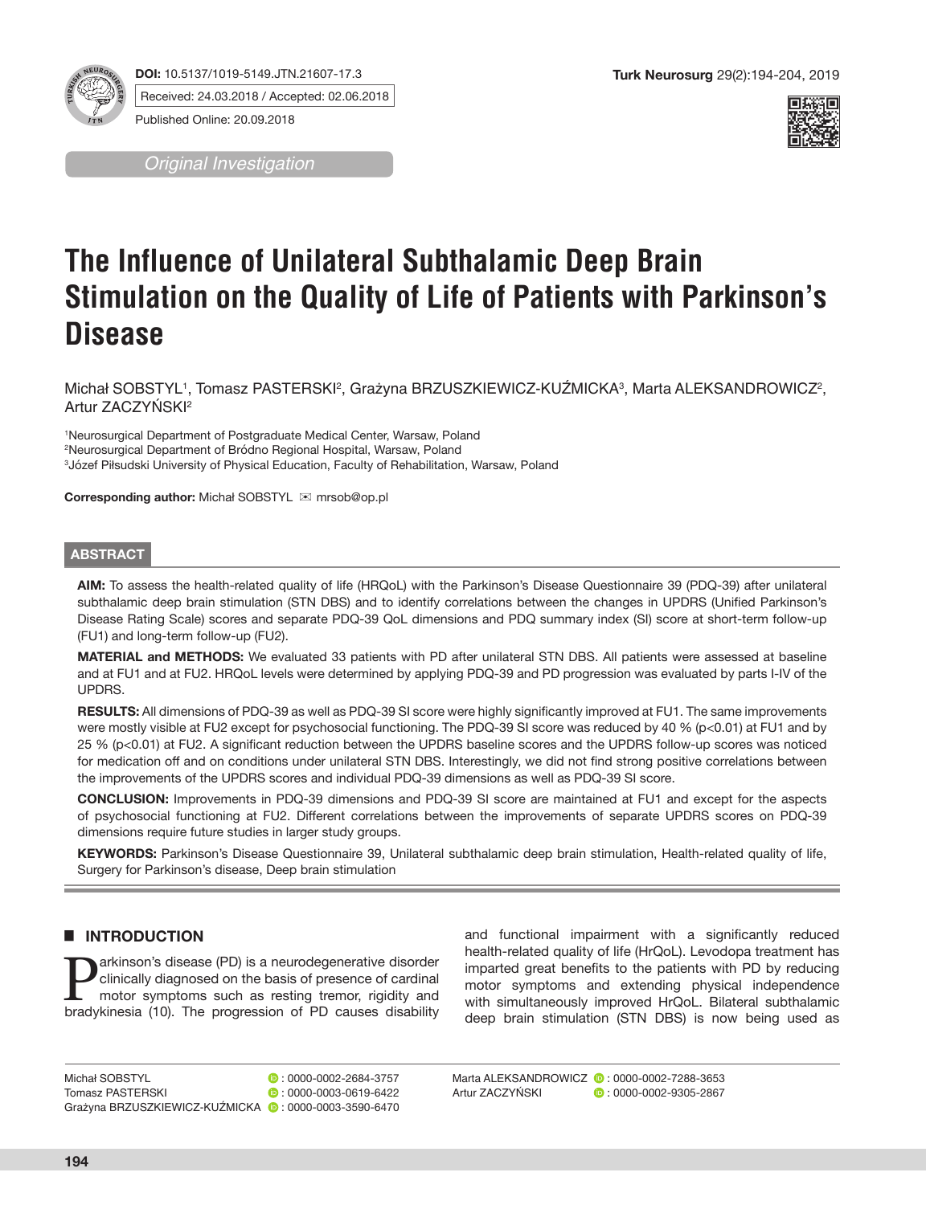DOI: 10.5137/1019-5149.JTN.21607-17.3

Received: 24.03.2018 / Accepted: 02.06.2018

Published Online: 20.09.2018

*Original Investigation*

# The Influence of Unilateral Subthalamic Deep Brain Stimulation on the Quality of Life of Patients with Parkinson's Disease

Michał SOBSTYL[1], Tomasz PASTERSKI[2], Grażyna BRZUSZKIEWICZ-KUŹMICKA[3], Marta ALEKSANDROWICZ[2], Artur ZACZYŃSKI[2]

[1]Neurosurgical Department of Postgraduate Medical Center, Warsaw, Poland
[2]Neurosurgical Department of Bródno Regional Hospital, Warsaw, Poland
[3]Józef Piłsudski University of Physical Education, Faculty of Rehabilitation, Warsaw, Poland

**Corresponding author:** Michał SOBSTYL ✉ mrsob@op.pl

## ABSTRACT

**AIM:** To assess the health-related quality of life (HRQoL) with the Parkinson's Disease Questionnaire 39 (PDQ-39) after unilateral subthalamic deep brain stimulation (STN DBS) and to identify correlations between the changes in UPDRS (Unified Parkinson's Disease Rating Scale) scores and separate PDQ-39 QoL dimensions and PDQ summary index (SI) score at short-term follow-up (FU1) and long-term follow-up (FU2).

**MATERIAL and METHODS:** We evaluated 33 patients with PD after unilateral STN DBS. All patients were assessed at baseline and at FU1 and at FU2. HRQoL levels were determined by applying PDQ-39 and PD progression was evaluated by parts I-IV of the UPDRS.

**RESULTS:** All dimensions of PDQ-39 as well as PDQ-39 SI score were highly significantly improved at FU1. The same improvements were mostly visible at FU2 except for psychosocial functioning. The PDQ-39 SI score was reduced by 40 % ($p<0.01$) at FU1 and by 25 % ($p<0.01$) at FU2. A significant reduction between the UPDRS baseline scores and the UPDRS follow-up scores was noticed for medication off and on conditions under unilateral STN DBS. Interestingly, we did not find strong positive correlations between the improvements of the UPDRS scores and individual PDQ-39 dimensions as well as PDQ-39 SI score.

**CONCLUSION:** Improvements in PDQ-39 dimensions and PDQ-39 SI score are maintained at FU1 and except for the aspects of psychosocial functioning at FU2. Different correlations between the improvements of separate UPDRS scores on PDQ-39 dimensions require future studies in larger study groups.

**KEYWORDS:** Parkinson's Disease Questionnaire 39, Unilateral subthalamic deep brain stimulation, Health-related quality of life, Surgery for Parkinson's disease, Deep brain stimulation

## INTRODUCTION

Parkinson's disease (PD) is a neurodegenerative disorder clinically diagnosed on the basis of presence of cardinal motor symptoms such as resting tremor, rigidity and bradykinesia (10). The progression of PD causes disability and functional impairment with a significantly reduced health-related quality of life (HrQoL). Levodopa treatment has imparted great benefits to the patients with PD by reducing motor symptoms and extending physical independence with simultaneously improved HrQoL. Bilateral subthalamic deep brain stimulation (STN DBS) is now being used as

Michał SOBSTYL : 0000-0002-2684-3757
Tomasz PASTERSKI : 0000-0003-0619-6422
Grażyna BRZUSZKIEWICZ-KUŹMICKA : 0000-0003-3590-6470
Marta ALEKSANDROWICZ : 0000-0002-7288-3653
Artur ZACZYŃSKI : 0000-0002-9305-2867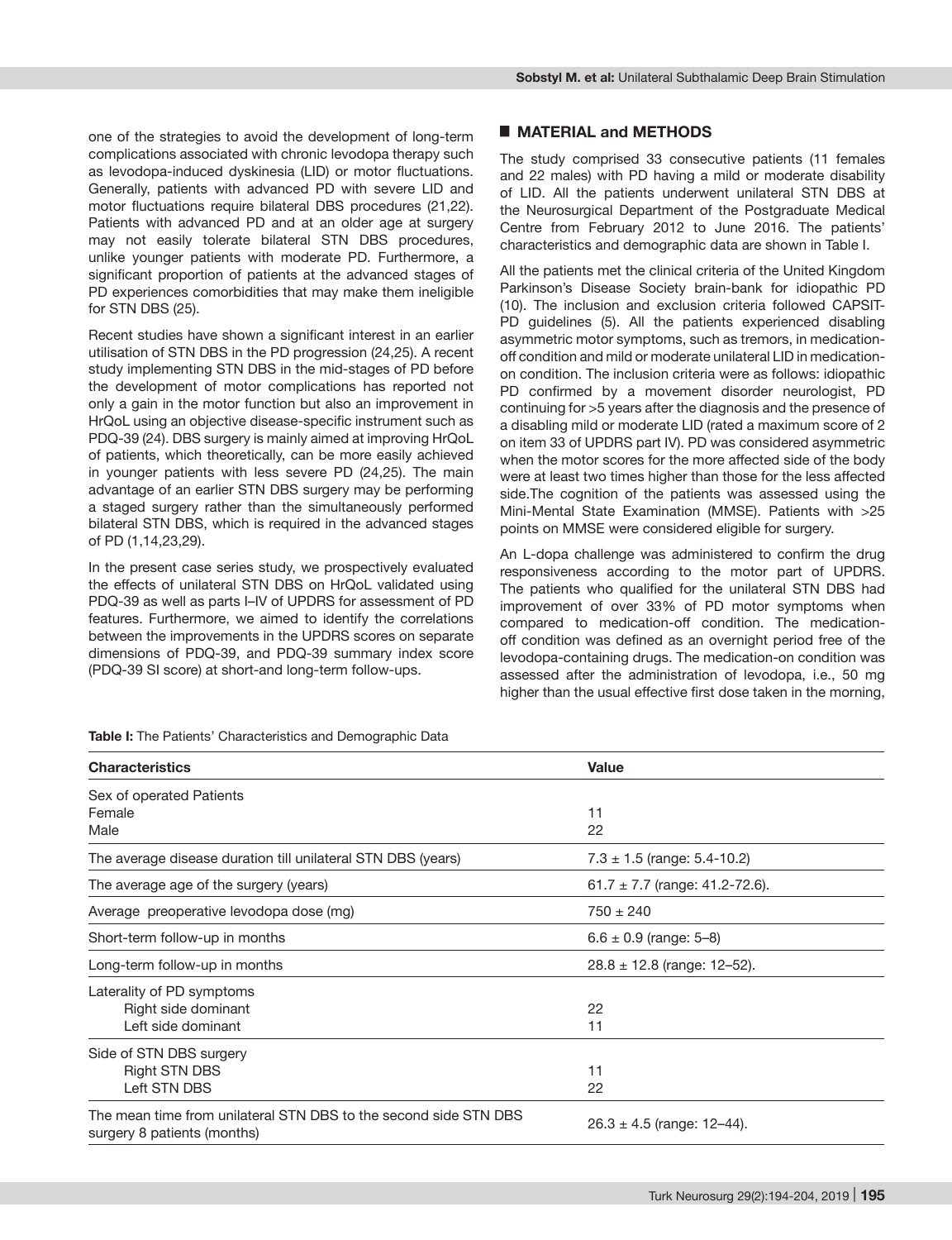one of the strategies to avoid the development of long-term complications associated with chronic levodopa therapy such as levodopa-induced dyskinesia (LID) or motor fluctuations. Generally, patients with advanced PD with severe LID and motor fluctuations require bilateral DBS procedures (21,22). Patients with advanced PD and at an older age at surgery may not easily tolerate bilateral STN DBS procedures, unlike younger patients with moderate PD. Furthermore, a significant proportion of patients at the advanced stages of PD experiences comorbidities that may make them ineligible for STN DBS (25).

Recent studies have shown a significant interest in an earlier utilisation of STN DBS in the PD progression (24,25). A recent study implementing STN DBS in the mid-stages of PD before the development of motor complications has reported not only a gain in the motor function but also an improvement in HrQoL using an objective disease-specific instrument such as PDQ-39 (24). DBS surgery is mainly aimed at improving HrQoL of patients, which theoretically, can be more easily achieved in younger patients with less severe PD (24,25). The main advantage of an earlier STN DBS surgery may be performing a staged surgery rather than the simultaneously performed bilateral STN DBS, which is required in the advanced stages of PD (1,14,23,29).

In the present case series study, we prospectively evaluated the effects of unilateral STN DBS on HrQoL validated using PDQ-39 as well as parts I–IV of UPDRS for assessment of PD features. Furthermore, we aimed to identify the correlations between the improvements in the UPDRS scores on separate dimensions of PDQ-39, and PDQ-39 summary index score (PDQ-39 SI score) at short-and long-term follow-ups.

## MATERIAL and METHODS

The study comprised 33 consecutive patients (11 females and 22 males) with PD having a mild or moderate disability of LID. All the patients underwent unilateral STN DBS at the Neurosurgical Department of the Postgraduate Medical Centre from February 2012 to June 2016. The patients' characteristics and demographic data are shown in Table I.

All the patients met the clinical criteria of the United Kingdom Parkinson's Disease Society brain-bank for idiopathic PD (10). The inclusion and exclusion criteria followed CAPSIT-PD guidelines (5). All the patients experienced disabling asymmetric motor symptoms, such as tremors, in medication-off condition and mild or moderate unilateral LID in medication-on condition. The inclusion criteria were as follows: idiopathic PD confirmed by a movement disorder neurologist, PD continuing for >5 years after the diagnosis and the presence of a disabling mild or moderate LID (rated a maximum score of 2 on item 33 of UPDRS part IV). PD was considered asymmetric when the motor scores for the more affected side of the body were at least two times higher than those for the less affected side.The cognition of the patients was assessed using the Mini-Mental State Examination (MMSE). Patients with >25 points on MMSE were considered eligible for surgery.

An L-dopa challenge was administered to confirm the drug responsiveness according to the motor part of UPDRS. The patients who qualified for the unilateral STN DBS had improvement of over 33% of PD motor symptoms when compared to medication-off condition. The medication-off condition was defined as an overnight period free of the levodopa-containing drugs. The medication-on condition was assessed after the administration of levodopa, i.e., 50 mg higher than the usual effective first dose taken in the morning,

**Table I:** The Patients' Characteristics and Demographic Data

| Characteristics | Value |
|---|---|
| Sex of operated Patients | |
| Female | 11 |
| Male | 22 |
| The average disease duration till unilateral STN DBS (years) | 7.3 ± 1.5 (range: 5.4-10.2) |
| The average age of the surgery (years) | 61.7 ± 7.7 (range: 41.2-72.6). |
| Average preoperative levodopa dose (mg) | 750 ± 240 |
| Short-term follow-up in months | 6.6 ± 0.9 (range: 5–8) |
| Long-term follow-up in months | 28.8 ± 12.8 (range: 12–52). |
| Laterality of PD symptoms | |
| Right side dominant | 22 |
| Left side dominant | 11 |
| Side of STN DBS surgery | |
| Right STN DBS | 11 |
| Left STN DBS | 22 |
| The mean time from unilateral STN DBS to the second side STN DBS surgery 8 patients (months) | 26.3 ± 4.5 (range: 12–44). |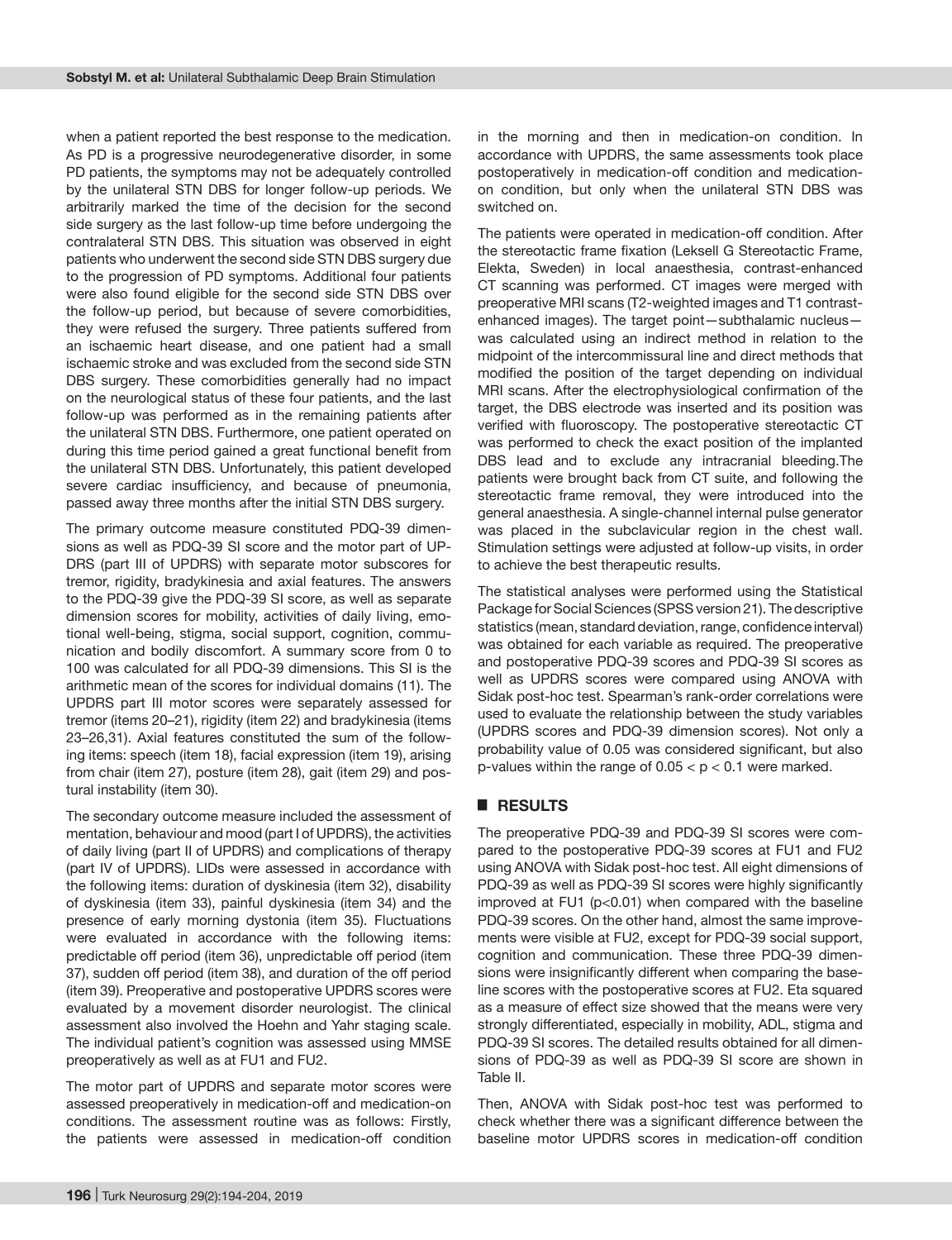when a patient reported the best response to the medication. As PD is a progressive neurodegenerative disorder, in some PD patients, the symptoms may not be adequately controlled by the unilateral STN DBS for longer follow-up periods. We arbitrarily marked the time of the decision for the second side surgery as the last follow-up time before undergoing the contralateral STN DBS. This situation was observed in eight patients who underwent the second side STN DBS surgery due to the progression of PD symptoms. Additional four patients were also found eligible for the second side STN DBS over the follow-up period, but because of severe comorbidities, they were refused the surgery. Three patients suffered from an ischaemic heart disease, and one patient had a small ischaemic stroke and was excluded from the second side STN DBS surgery. These comorbidities generally had no impact on the neurological status of these four patients, and the last follow-up was performed as in the remaining patients after the unilateral STN DBS. Furthermore, one patient operated on during this time period gained a great functional benefit from the unilateral STN DBS. Unfortunately, this patient developed severe cardiac insufficiency, and because of pneumonia, passed away three months after the initial STN DBS surgery.

The primary outcome measure constituted PDQ-39 dimensions as well as PDQ-39 SI score and the motor part of UPDRS (part III of UPDRS) with separate motor subscores for tremor, rigidity, bradykinesia and axial features. The answers to the PDQ-39 give the PDQ-39 SI score, as well as separate dimension scores for mobility, activities of daily living, emotional well-being, stigma, social support, cognition, communication and bodily discomfort. A summary score from 0 to 100 was calculated for all PDQ-39 dimensions. This SI is the arithmetic mean of the scores for individual domains (11). The UPDRS part III motor scores were separately assessed for tremor (items 20–21), rigidity (item 22) and bradykinesia (items 23–26,31). Axial features constituted the sum of the following items: speech (item 18), facial expression (item 19), arising from chair (item 27), posture (item 28), gait (item 29) and postural instability (item 30).

The secondary outcome measure included the assessment of mentation, behaviour and mood (part I of UPDRS), the activities of daily living (part II of UPDRS) and complications of therapy (part IV of UPDRS). LIDs were assessed in accordance with the following items: duration of dyskinesia (item 32), disability of dyskinesia (item 33), painful dyskinesia (item 34) and the presence of early morning dystonia (item 35). Fluctuations were evaluated in accordance with the following items: predictable off period (item 36), unpredictable off period (item 37), sudden off period (item 38), and duration of the off period (item 39). Preoperative and postoperative UPDRS scores were evaluated by a movement disorder neurologist. The clinical assessment also involved the Hoehn and Yahr staging scale. The individual patient's cognition was assessed using MMSE preoperatively as well as at FU1 and FU2.

The motor part of UPDRS and separate motor scores were assessed preoperatively in medication-off and medication-on conditions. The assessment routine was as follows: Firstly, the patients were assessed in medication-off condition in the morning and then in medication-on condition. In accordance with UPDRS, the same assessments took place postoperatively in medication-off condition and medication-on condition, but only when the unilateral STN DBS was switched on.

The patients were operated in medication-off condition. After the stereotactic frame fixation (Leksell G Stereotactic Frame, Elekta, Sweden) in local anaesthesia, contrast-enhanced CT scanning was performed. CT images were merged with preoperative MRI scans (T2-weighted images and T1 contrast-enhanced images). The target point—subthalamic nucleus—was calculated using an indirect method in relation to the midpoint of the intercommissural line and direct methods that modified the position of the target depending on individual MRI scans. After the electrophysiological confirmation of the target, the DBS electrode was inserted and its position was verified with fluoroscopy. The postoperative stereotactic CT was performed to check the exact position of the implanted DBS lead and to exclude any intracranial bleeding.The patients were brought back from CT suite, and following the stereotactic frame removal, they were introduced into the general anaesthesia. A single-channel internal pulse generator was placed in the subclavicular region in the chest wall. Stimulation settings were adjusted at follow-up visits, in order to achieve the best therapeutic results.

The statistical analyses were performed using the Statistical Package for Social Sciences (SPSS version 21). The descriptive statistics (mean, standard deviation, range, confidence interval) was obtained for each variable as required. The preoperative and postoperative PDQ-39 scores and PDQ-39 SI scores as well as UPDRS scores were compared using ANOVA with Sidak post-hoc test. Spearman's rank-order correlations were used to evaluate the relationship between the study variables (UPDRS scores and PDQ-39 dimension scores). Not only a probability value of 0.05 was considered significant, but also p-values within the range of $0.05 < p < 0.1$ were marked.

## RESULTS

The preoperative PDQ-39 and PDQ-39 SI scores were compared to the postoperative PDQ-39 scores at FU1 and FU2 using ANOVA with Sidak post-hoc test. All eight dimensions of PDQ-39 as well as PDQ-39 SI scores were highly significantly improved at FU1 ($p<0.01$) when compared with the baseline PDQ-39 scores. On the other hand, almost the same improvements were visible at FU2, except for PDQ-39 social support, cognition and communication. These three PDQ-39 dimensions were insignificantly different when comparing the baseline scores with the postoperative scores at FU2. Eta squared as a measure of effect size showed that the means were very strongly differentiated, especially in mobility, ADL, stigma and PDQ-39 SI scores. The detailed results obtained for all dimensions of PDQ-39 as well as PDQ-39 SI score are shown in Table II.

Then, ANOVA with Sidak post-hoc test was performed to check whether there was a significant difference between the baseline motor UPDRS scores in medication-off condition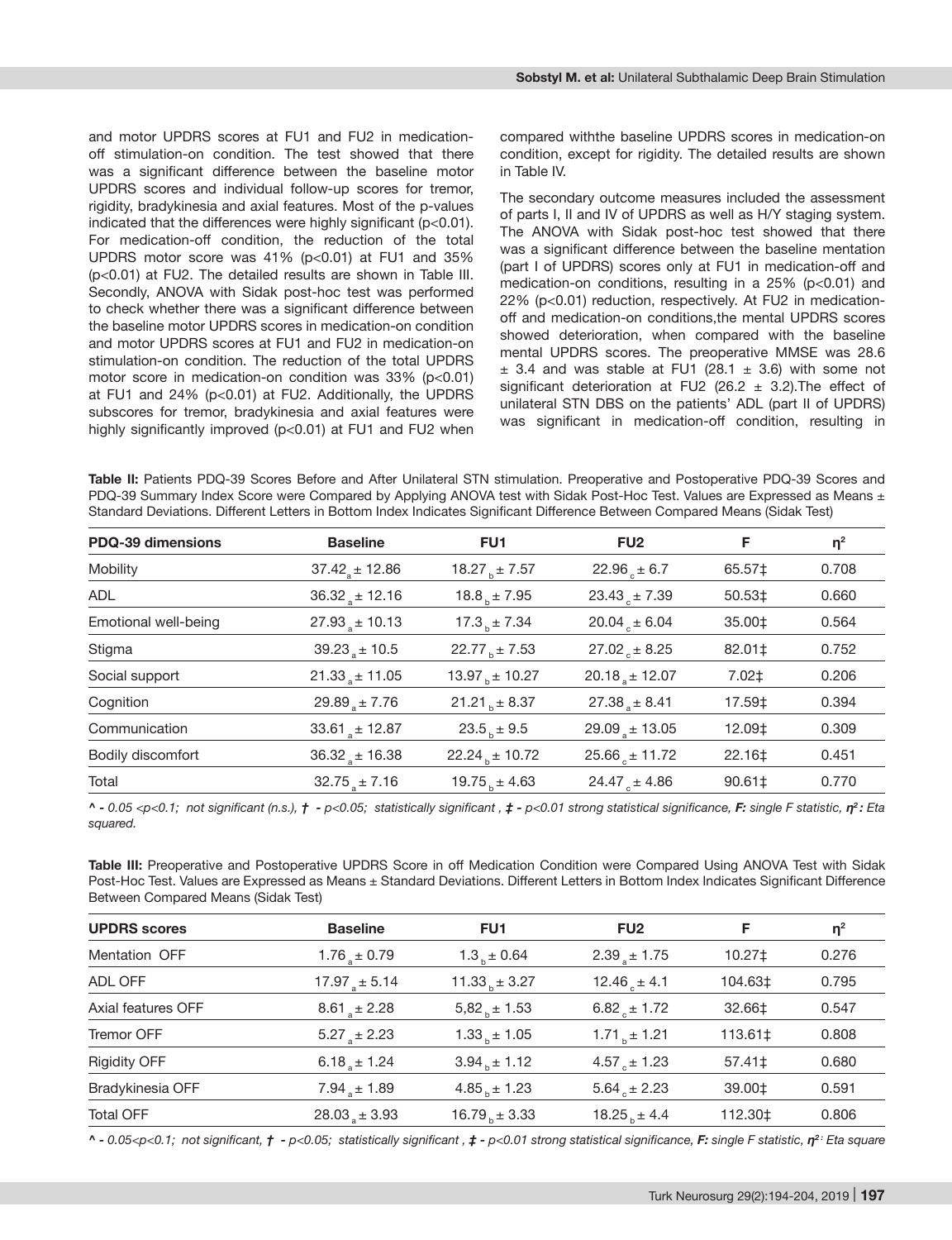and motor UPDRS scores at FU1 and FU2 in medication-off stimulation-on condition. The test showed that there was a significant difference between the baseline motor UPDRS scores and individual follow-up scores for tremor, rigidity, bradykinesia and axial features. Most of the p-values indicated that the differences were highly significant (p<0.01). For medication-off condition, the reduction of the total UPDRS motor score was 41% (p<0.01) at FU1 and 35% (p<0.01) at FU2. The detailed results are shown in Table III. Secondly, ANOVA with Sidak post-hoc test was performed to check whether there was a significant difference between the baseline motor UPDRS scores in medication-on condition and motor UPDRS scores at FU1 and FU2 in medication-on stimulation-on condition. The reduction of the total UPDRS motor score in medication-on condition was 33% (p<0.01) at FU1 and 24% (p<0.01) at FU2. Additionally, the UPDRS subscores for tremor, bradykinesia and axial features were highly significantly improved (p<0.01) at FU1 and FU2 when compared withthe baseline UPDRS scores in medication-on condition, except for rigidity. The detailed results are shown in Table IV.

The secondary outcome measures included the assessment of parts I, II and IV of UPDRS as well as H/Y staging system. The ANOVA with Sidak post-hoc test showed that there was a significant difference between the baseline mentation (part I of UPDRS) scores only at FU1 in medication-off and medication-on conditions, resulting in a 25% (p<0.01) and 22% (p<0.01) reduction, respectively. At FU2 in medication-off and medication-on conditions,the mental UPDRS scores showed deterioration, when compared with the baseline mental UPDRS scores. The preoperative MMSE was 28.6 ± 3.4 and was stable at FU1 (28.1 ± 3.6) with some not significant deterioration at FU2 (26.2 ± 3.2).The effect of unilateral STN DBS on the patients' ADL (part II of UPDRS) was significant in medication-off condition, resulting in

**Table II:** Patients PDQ-39 Scores Before and After Unilateral STN stimulation. Preoperative and Postoperative PDQ-39 Scores and PDQ-39 Summary Index Score were Compared by Applying ANOVA test with Sidak Post-Hoc Test. Values are Expressed as Means ± Standard Deviations. Different Letters in Bottom Index Indicates Significant Difference Between Compared Means (Sidak Test)

| PDQ-39 dimensions | Baseline | FU1 | FU2 | F | $\eta^2$ |
|---|---|---|---|---|---|
| Mobility | $37.42_a \pm 12.86$ | $18.27_b \pm 7.57$ | $22.96_c \pm 6.7$ | 65.57‡ | 0.708 |
| ADL | $36.32_a \pm 12.16$ | $18.8_b \pm 7.95$ | $23.43_c \pm 7.39$ | 50.53‡ | 0.660 |
| Emotional well-being | $27.93_a \pm 10.13$ | $17.3_b \pm 7.34$ | $20.04_c \pm 6.04$ | 35.00‡ | 0.564 |
| Stigma | $39.23_a \pm 10.5$ | $22.77_b \pm 7.53$ | $27.02_c \pm 8.25$ | 82.01‡ | 0.752 |
| Social support | $21.33_a \pm 11.05$ | $13.97_b \pm 10.27$ | $20.18_a \pm 12.07$ | 7.02‡ | 0.206 |
| Cognition | $29.89_a \pm 7.76$ | $21.21_b \pm 8.37$ | $27.38_a \pm 8.41$ | 17.59‡ | 0.394 |
| Communication | $33.61_a \pm 12.87$ | $23.5_b \pm 9.5$ | $29.09_a \pm 13.05$ | 12.09‡ | 0.309 |
| Bodily discomfort | $36.32_a \pm 16.38$ | $22.24_b \pm 10.72$ | $25.66_c \pm 11.72$ | 22.16‡ | 0.451 |
| Total | $32.75_a \pm 7.16$ | $19.75_b \pm 4.63$ | $24.47_c \pm 4.86$ | 90.61‡ | 0.770 |

*^ - 0.05 <p<0.1; not significant (n.s.), † - p<0.05; statistically significant , ‡ - p<0.01 strong statistical significance, **F:** single F statistic, $\eta^2$: Eta squared.*

**Table III:** Preoperative and Postoperative UPDRS Score in off Medication Condition were Compared Using ANOVA Test with Sidak Post-Hoc Test. Values are Expressed as Means ± Standard Deviations. Different Letters in Bottom Index Indicates Significant Difference Between Compared Means (Sidak Test)

| UPDRS scores | Baseline | FU1 | FU2 | F | $\eta^2$ |
|---|---|---|---|---|---|
| Mentation OFF | $1.76_a \pm 0.79$ | $1.3_b \pm 0.64$ | $2.39_a \pm 1.75$ | 10.27‡ | 0.276 |
| ADL OFF | $17.97_a \pm 5.14$ | $11.33_b \pm 3.27$ | $12.46_c \pm 4.1$ | 104.63‡ | 0.795 |
| Axial features OFF | $8.61_a \pm 2.28$ | $5{,}82_b \pm 1.53$ | $6.82_c \pm 1.72$ | 32.66‡ | 0.547 |
| Tremor OFF | $5.27_a \pm 2.23$ | $1.33_b \pm 1.05$ | $1.71_b \pm 1.21$ | 113.61‡ | 0.808 |
| Rigidity OFF | $6.18_a \pm 1.24$ | $3.94_b \pm 1.12$ | $4.57_c \pm 1.23$ | 57.41‡ | 0.680 |
| Bradykinesia OFF | $7.94_a \pm 1.89$ | $4.85_b \pm 1.23$ | $5.64_c \pm 2.23$ | 39.00‡ | 0.591 |
| Total OFF | $28.03_a \pm 3.93$ | $16.79_b \pm 3.33$ | $18.25_b \pm 4.4$ | 112.30‡ | 0.806 |

*^ - 0.05<p<0.1; not significant, † - p<0.05; statistically significant , ‡ - p<0.01 strong statistical significance, **F:** single F statistic, $\eta^2$: Eta square*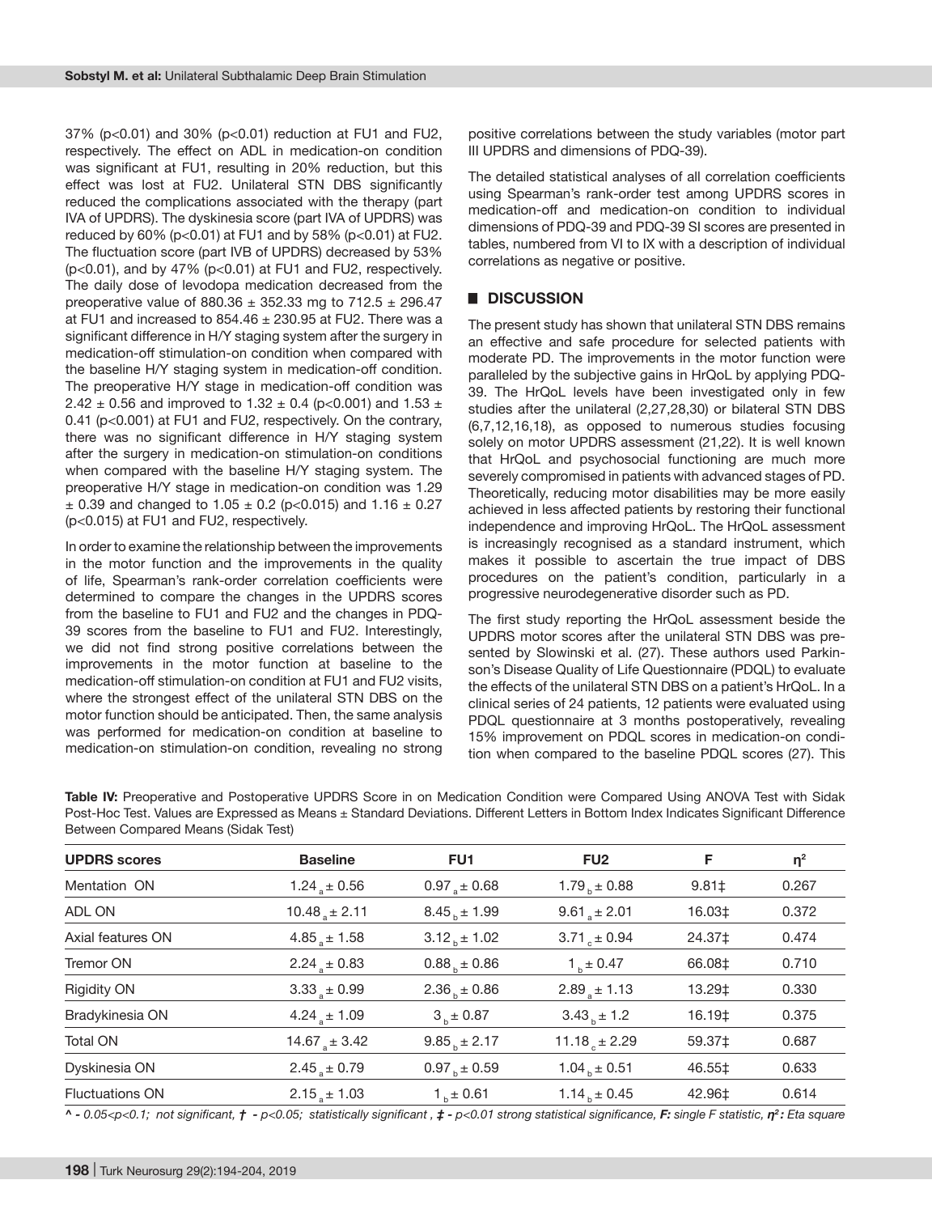37% (p<0.01) and 30% (p<0.01) reduction at FU1 and FU2, respectively. The effect on ADL in medication-on condition was significant at FU1, resulting in 20% reduction, but this effect was lost at FU2. Unilateral STN DBS significantly reduced the complications associated with the therapy (part IVA of UPDRS). The dyskinesia score (part IVA of UPDRS) was reduced by 60% (p<0.01) at FU1 and by 58% (p<0.01) at FU2. The fluctuation score (part IVB of UPDRS) decreased by 53% (p<0.01), and by 47% (p<0.01) at FU1 and FU2, respectively. The daily dose of levodopa medication decreased from the preoperative value of 880.36 ± 352.33 mg to 712.5 ± 296.47 at FU1 and increased to 854.46 ± 230.95 at FU2. There was a significant difference in H/Y staging system after the surgery in medication-off stimulation-on condition when compared with the baseline H/Y staging system in medication-off condition. The preoperative H/Y stage in medication-off condition was 2.42 ± 0.56 and improved to 1.32 ± 0.4 (p<0.001) and 1.53 ± 0.41 (p<0.001) at FU1 and FU2, respectively. On the contrary, there was no significant difference in H/Y staging system after the surgery in medication-on stimulation-on conditions when compared with the baseline H/Y staging system. The preoperative H/Y stage in medication-on condition was 1.29 ± 0.39 and changed to 1.05 ± 0.2 (p<0.015) and 1.16 ± 0.27 (p<0.015) at FU1 and FU2, respectively.

In order to examine the relationship between the improvements in the motor function and the improvements in the quality of life, Spearman's rank-order correlation coefficients were determined to compare the changes in the UPDRS scores from the baseline to FU1 and FU2 and the changes in PDQ-39 scores from the baseline to FU1 and FU2. Interestingly, we did not find strong positive correlations between the improvements in the motor function at baseline to the medication-off stimulation-on condition at FU1 and FU2 visits, where the strongest effect of the unilateral STN DBS on the motor function should be anticipated. Then, the same analysis was performed for medication-on condition at baseline to medication-on stimulation-on condition, revealing no strong positive correlations between the study variables (motor part III UPDRS and dimensions of PDQ-39).

The detailed statistical analyses of all correlation coefficients using Spearman's rank-order test among UPDRS scores in medication-off and medication-on condition to individual dimensions of PDQ-39 and PDQ-39 SI scores are presented in tables, numbered from VI to IX with a description of individual correlations as negative or positive.

## DISCUSSION

The present study has shown that unilateral STN DBS remains an effective and safe procedure for selected patients with moderate PD. The improvements in the motor function were paralleled by the subjective gains in HrQoL by applying PDQ-39. The HrQoL levels have been investigated only in few studies after the unilateral (2,27,28,30) or bilateral STN DBS (6,7,12,16,18), as opposed to numerous studies focusing solely on motor UPDRS assessment (21,22). It is well known that HrQoL and psychosocial functioning are much more severely compromised in patients with advanced stages of PD. Theoretically, reducing motor disabilities may be more easily achieved in less affected patients by restoring their functional independence and improving HrQoL. The HrQoL assessment is increasingly recognised as a standard instrument, which makes it possible to ascertain the true impact of DBS procedures on the patient's condition, particularly in a progressive neurodegenerative disorder such as PD.

The first study reporting the HrQoL assessment beside the UPDRS motor scores after the unilateral STN DBS was presented by Slowinski et al. (27). These authors used Parkinson's Disease Quality of Life Questionnaire (PDQL) to evaluate the effects of the unilateral STN DBS on a patient's HrQoL. In a clinical series of 24 patients, 12 patients were evaluated using PDQL questionnaire at 3 months postoperatively, revealing 15% improvement on PDQL scores in medication-on condition when compared to the baseline PDQL scores (27). This

**Table IV:** Preoperative and Postoperative UPDRS Score in on Medication Condition were Compared Using ANOVA Test with Sidak Post-Hoc Test. Values are Expressed as Means ± Standard Deviations. Different Letters in Bottom Index Indicates Significant Difference Between Compared Means (Sidak Test)

| UPDRS scores | Baseline | FU1 | FU2 | F | $\eta^2$ |
|---|---|---|---|---|---|
| Mentation ON | $1.24_a \pm 0.56$ | $0.97_a \pm 0.68$ | $1.79_b \pm 0.88$ | 9.81‡ | 0.267 |
| ADL ON | $10.48_a \pm 2.11$ | $8.45_b \pm 1.99$ | $9.61_a \pm 2.01$ | 16.03‡ | 0.372 |
| Axial features ON | $4.85_a \pm 1.58$ | $3.12_b \pm 1.02$ | $3.71_c \pm 0.94$ | 24.37‡ | 0.474 |
| Tremor ON | $2.24_a \pm 0.83$ | $0.88_b \pm 0.86$ | $1_b \pm 0.47$ | 66.08‡ | 0.710 |
| Rigidity ON | $3.33_a \pm 0.99$ | $2.36_b \pm 0.86$ | $2.89_a \pm 1.13$ | 13.29‡ | 0.330 |
| Bradykinesia ON | $4.24_a \pm 1.09$ | $3_b \pm 0.87$ | $3.43_b \pm 1.2$ | 16.19‡ | 0.375 |
| Total ON | $14.67_a \pm 3.42$ | $9.85_b \pm 2.17$ | $11.18_c \pm 2.29$ | 59.37‡ | 0.687 |
| Dyskinesia ON | $2.45_a \pm 0.79$ | $0.97_b \pm 0.59$ | $1.04_b \pm 0.51$ | 46.55‡ | 0.633 |
| Fluctuations ON | $2.15_a \pm 1.03$ | $1_b \pm 0.61$ | $1.14_b \pm 0.45$ | 42.96‡ | 0.614 |

*^ - 0.05<p<0.1; not significant, † - p<0.05; statistically significant, ‡ - p<0.01 strong statistical significance, **F:** single F statistic, **$\eta^2$:** Eta square*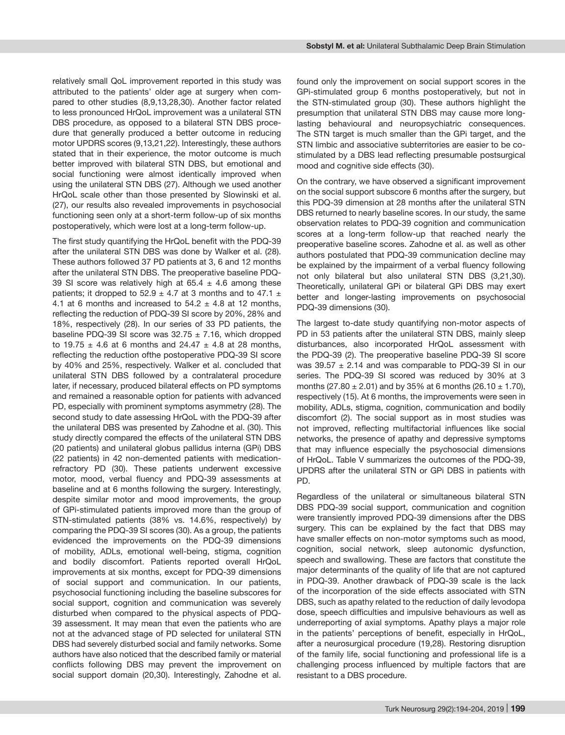relatively small QoL improvement reported in this study was attributed to the patients' older age at surgery when compared to other studies (8,9,13,28,30). Another factor related to less pronounced HrQoL improvement was a unilateral STN DBS procedure, as opposed to a bilateral STN DBS procedure that generally produced a better outcome in reducing motor UPDRS scores (9,13,21,22). Interestingly, these authors stated that in their experience, the motor outcome is much better improved with bilateral STN DBS, but emotional and social functioning were almost identically improved when using the unilateral STN DBS (27). Although we used another HrQoL scale other than those presented by Slowinski et al. (27), our results also revealed improvements in psychosocial functioning seen only at a short-term follow-up of six months postoperatively, which were lost at a long-term follow-up.

The first study quantifying the HrQoL benefit with the PDQ-39 after the unilateral STN DBS was done by Walker et al. (28). These authors followed 37 PD patients at 3, 6 and 12 months after the unilateral STN DBS. The preoperative baseline PDQ-39 SI score was relatively high at 65.4 ± 4.6 among these patients; it dropped to 52.9 ± 4.7 at 3 months and to 47.1 ± 4.1 at 6 months and increased to 54.2 ± 4.8 at 12 months, reflecting the reduction of PDQ-39 SI score by 20%, 28% and 18%, respectively (28). In our series of 33 PD patients, the baseline PDQ-39 SI score was 32.75 ± 7.16, which dropped to 19.75 ± 4.6 at 6 months and 24.47 ± 4.8 at 28 months, reflecting the reduction ofthe postoperative PDQ-39 SI score by 40% and 25%, respectively. Walker et al. concluded that unilateral STN DBS followed by a contralateral procedure later, if necessary, produced bilateral effects on PD symptoms and remained a reasonable option for patients with advanced PD, especially with prominent symptoms asymmetry (28). The second study to date assessing HrQoL with the PDQ-39 after the unilateral DBS was presented by Zahodne et al. (30). This study directly compared the effects of the unilateral STN DBS (20 patients) and unilateral globus pallidus interna (GPi) DBS (22 patients) in 42 non-demented patients with medication-refractory PD (30). These patients underwent excessive motor, mood, verbal fluency and PDQ-39 assessments at baseline and at 6 months following the surgery. Interestingly, despite similar motor and mood improvements, the group of GPi-stimulated patients improved more than the group of STN-stimulated patients (38% vs. 14.6%, respectively) by comparing the PDQ-39 SI scores (30). As a group, the patients evidenced the improvements on the PDQ-39 dimensions of mobility, ADLs, emotional well-being, stigma, cognition and bodily discomfort. Patients reported overall HrQoL improvements at six months, except for PDQ-39 dimensions of social support and communication. In our patients, psychosocial functioning including the baseline subscores for social support, cognition and communication was severely disturbed when compared to the physical aspects of PDQ-39 assessment. It may mean that even the patients who are not at the advanced stage of PD selected for unilateral STN DBS had severely disturbed social and family networks. Some authors have also noticed that the described family or material conflicts following DBS may prevent the improvement on social support domain (20,30). Interestingly, Zahodne et al. found only the improvement on social support scores in the GPi-stimulated group 6 months postoperatively, but not in the STN-stimulated group (30). These authors highlight the presumption that unilateral STN DBS may cause more long-lasting behavioural and neuropsychiatric consequences. The STN target is much smaller than the GPi target, and the STN limbic and associative subterritories are easier to be co-stimulated by a DBS lead reflecting presumable postsurgical mood and cognitive side effects (30).

On the contrary, we have observed a significant improvement on the social support subscore 6 months after the surgery, but this PDQ-39 dimension at 28 months after the unilateral STN DBS returned to nearly baseline scores. In our study, the same observation relates to PDQ-39 cognition and communication scores at a long-term follow-up that reached nearly the preoperative baseline scores. Zahodne et al. as well as other authors postulated that PDQ-39 communication decline may be explained by the impairment of a verbal fluency following not only bilateral but also unilateral STN DBS (3,21,30). Theoretically, unilateral GPi or bilateral GPi DBS may exert better and longer-lasting improvements on psychosocial PDQ-39 dimensions (30).

The largest to-date study quantifying non-motor aspects of PD in 53 patients after the unilateral STN DBS, mainly sleep disturbances, also incorporated HrQoL assessment with the PDQ-39 (2). The preoperative baseline PDQ-39 SI score was 39.57 ± 2.14 and was comparable to PDQ-39 SI in our series. The PDQ-39 SI scored was reduced by 30% at 3 months (27.80 ± 2.01) and by 35% at 6 months (26.10 ± 1.70), respectively (15). At 6 months, the improvements were seen in mobility, ADLs, stigma, cognition, communication and bodily discomfort (2). The social support as in most studies was not improved, reflecting multifactorial influences like social networks, the presence of apathy and depressive symptoms that may influence especially the psychosocial dimensions of HrQoL. Table V summarizes the outcomes of the PDQ-39, UPDRS after the unilateral STN or GPi DBS in patients with PD.

Regardless of the unilateral or simultaneous bilateral STN DBS PDQ-39 social support, communication and cognition were transiently improved PDQ-39 dimensions after the DBS surgery. This can be explained by the fact that DBS may have smaller effects on non-motor symptoms such as mood, cognition, social network, sleep autonomic dysfunction, speech and swallowing. These are factors that constitute the major determinants of the quality of life that are not captured in PDQ-39. Another drawback of PDQ-39 scale is the lack of the incorporation of the side effects associated with STN DBS, such as apathy related to the reduction of daily levodopa dose, speech difficulties and impulsive behaviours as well as underreporting of axial symptoms. Apathy plays a major role in the patients' perceptions of benefit, especially in HrQoL, after a neurosurgical procedure (19,28). Restoring disruption of the family life, social functioning and professional life is a challenging process influenced by multiple factors that are resistant to a DBS procedure.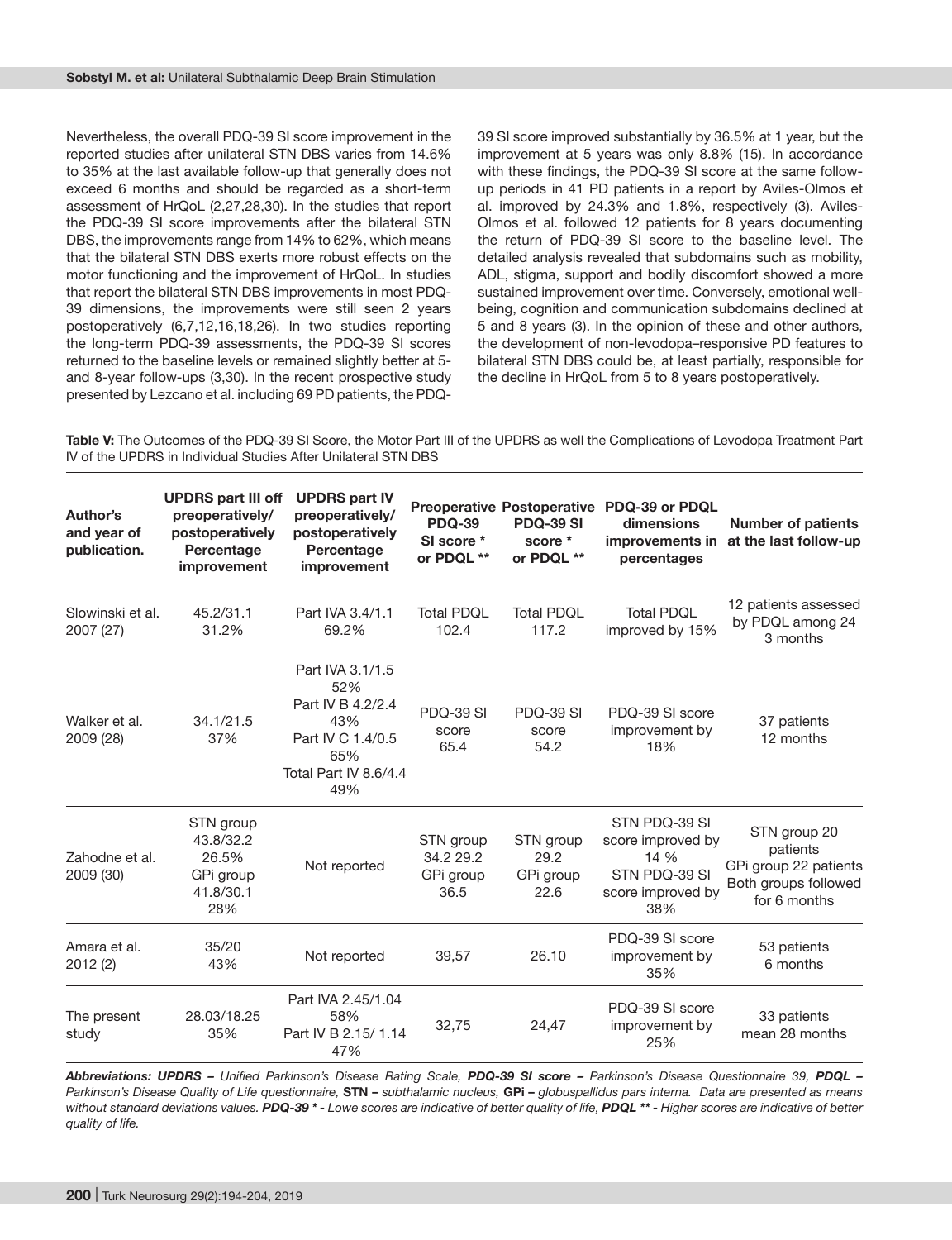Nevertheless, the overall PDQ-39 SI score improvement in the reported studies after unilateral STN DBS varies from 14.6% to 35% at the last available follow-up that generally does not exceed 6 months and should be regarded as a short-term assessment of HrQoL (2,27,28,30). In the studies that report the PDQ-39 SI score improvements after the bilateral STN DBS, the improvements range from 14% to 62%, which means that the bilateral STN DBS exerts more robust effects on the motor functioning and the improvement of HrQoL. In studies that report the bilateral STN DBS improvements in most PDQ-39 dimensions, the improvements were still seen 2 years postoperatively (6,7,12,16,18,26). In two studies reporting the long-term PDQ-39 assessments, the PDQ-39 SI scores returned to the baseline levels or remained slightly better at 5- and 8-year follow-ups (3,30). In the recent prospective study presented by Lezcano et al. including 69 PD patients, the PDQ-39 SI score improved substantially by 36.5% at 1 year, but the improvement at 5 years was only 8.8% (15). In accordance with these findings, the PDQ-39 SI score at the same follow-up periods in 41 PD patients in a report by Aviles-Olmos et al. improved by 24.3% and 1.8%, respectively (3). Aviles-Olmos et al. followed 12 patients for 8 years documenting the return of PDQ-39 SI score to the baseline level. The detailed analysis revealed that subdomains such as mobility, ADL, stigma, support and bodily discomfort showed a more sustained improvement over time. Conversely, emotional well-being, cognition and communication subdomains declined at 5 and 8 years (3). In the opinion of these and other authors, the development of non-levodopa–responsive PD features to bilateral STN DBS could be, at least partially, responsible for the decline in HrQoL from 5 to 8 years postoperatively.

**Table V:** The Outcomes of the PDQ-39 SI Score, the Motor Part III of the UPDRS as well the Complications of Levodopa Treatment Part IV of the UPDRS in Individual Studies After Unilateral STN DBS

| Author's and year of publication. | UPDRS part III off preoperatively/ postoperatively Percentage improvement | UPDRS part IV preoperatively/ postoperatively Percentage improvement | Preoperative PDQ-39 SI score * or PDQL ** | Postoperative PDQ-39 SI score * or PDQL ** | PDQ-39 or PDQL dimensions improvements in percentages | Number of patients at the last follow-up |
|---|---|---|---|---|---|---|
| Slowinski et al. 2007 (27) | 45.2/31.1 31.2% | Part IVA 3.4/1.1 69.2% | Total PDQL 102.4 | Total PDQL 117.2 | Total PDQL improved by 15% | 12 patients assessed by PDQL among 24 3 months |
| Walker et al. 2009 (28) | 34.1/21.5 37% | Part IVA 3.1/1.5 52% Part IV B 4.2/2.4 43% Part IV C 1.4/0.5 65% Total Part IV 8.6/4.4 49% | PDQ-39 SI score 65.4 | PDQ-39 SI score 54.2 | PDQ-39 SI score improvement by 18% | 37 patients 12 months |
| Zahodne et al. 2009 (30) | STN group 43.8/32.2 26.5% GPi group 41.8/30.1 28% | Not reported | STN group 34.2 29.2 GPi group 36.5 | STN group 29.2 GPi group 22.6 | STN PDQ-39 SI score improved by 14 % STN PDQ-39 SI score improved by 38% | STN group 20 patients GPi group 22 patients Both groups followed for 6 months |
| Amara et al. 2012 (2) | 35/20 43% | Not reported | 39,57 | 26.10 | PDQ-39 SI score improvement by 35% | 53 patients 6 months |
| The present study | 28.03/18.25 35% | Part IVA 2.45/1.04 58% Part IV B 2.15/ 1.14 47% | 32,75 | 24,47 | PDQ-39 SI score improvement by 25% | 33 patients mean 28 months |

***Abbreviations: UPDRS** – Unified Parkinson's Disease Rating Scale, **PDQ-39 SI score** – Parkinson's Disease Questionnaire 39, **PDQL** – Parkinson's Disease Quality of Life questionnaire, **STN** – subthalamic nucleus, **GPi** – globuspallidus pars interna. Data are presented as means without standard deviations values. **PDQ-39 \*** - Lowe scores are indicative of better quality of life, **PDQL \*\*** - Higher scores are indicative of better quality of life.*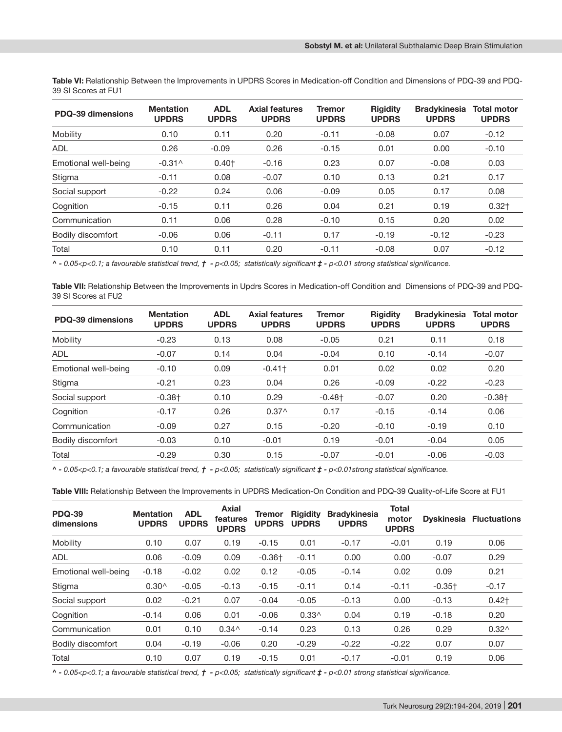**Table VI:** Relationship Between the Improvements in UPDRS Scores in Medication-off Condition and Dimensions of PDQ-39 and PDQ-39 SI Scores at FU1

| PDQ-39 dimensions | Mentation UPDRS | ADL UPDRS | Axial features UPDRS | Tremor UPDRS | Rigidity UPDRS | Bradykinesia UPDRS | Total motor UPDRS |
|---|---|---|---|---|---|---|---|
| Mobility | 0.10 | 0.11 | 0.20 | -0.11 | -0.08 | 0.07 | -0.12 |
| ADL | 0.26 | -0.09 | 0.26 | -0.15 | 0.01 | 0.00 | -0.10 |
| Emotional well-being | -0.31^ | 0.40† | -0.16 | 0.23 | 0.07 | -0.08 | 0.03 |
| Stigma | -0.11 | 0.08 | -0.07 | 0.10 | 0.13 | 0.21 | 0.17 |
| Social support | -0.22 | 0.24 | 0.06 | -0.09 | 0.05 | 0.17 | 0.08 |
| Cognition | -0.15 | 0.11 | 0.26 | 0.04 | 0.21 | 0.19 | 0.32† |
| Communication | 0.11 | 0.06 | 0.28 | -0.10 | 0.15 | 0.20 | 0.02 |
| Bodily discomfort | -0.06 | 0.06 | -0.11 | 0.17 | -0.19 | -0.12 | -0.23 |
| Total | 0.10 | 0.11 | 0.20 | -0.11 | -0.08 | 0.07 | -0.12 |

*^ - 0.05<p<0.1; a favourable statistical trend, † - p<0.05; statistically significant ‡ - p<0.01 strong statistical significance.*

**Table VII:** Relationship Between the Improvements in Updrs Scores in Medication-off Condition and Dimensions of PDQ-39 and PDQ-39 SI Scores at FU2

| PDQ-39 dimensions | Mentation UPDRS | ADL UPDRS | Axial features UPDRS | Tremor UPDRS | Rigidity UPDRS | Bradykinesia UPDRS | Total motor UPDRS |
|---|---|---|---|---|---|---|---|
| Mobility | -0.23 | 0.13 | 0.08 | -0.05 | 0.21 | 0.11 | 0.18 |
| ADL | -0.07 | 0.14 | 0.04 | -0.04 | 0.10 | -0.14 | -0.07 |
| Emotional well-being | -0.10 | 0.09 | -0.41† | 0.01 | 0.02 | 0.02 | 0.20 |
| Stigma | -0.21 | 0.23 | 0.04 | 0.26 | -0.09 | -0.22 | -0.23 |
| Social support | -0.38† | 0.10 | 0.29 | -0.48† | -0.07 | 0.20 | -0.38† |
| Cognition | -0.17 | 0.26 | 0.37^ | 0.17 | -0.15 | -0.14 | 0.06 |
| Communication | -0.09 | 0.27 | 0.15 | -0.20 | -0.10 | -0.19 | 0.10 |
| Bodily discomfort | -0.03 | 0.10 | -0.01 | 0.19 | -0.01 | -0.04 | 0.05 |
| Total | -0.29 | 0.30 | 0.15 | -0.07 | -0.01 | -0.06 | -0.03 |

*^ - 0.05<p<0.1; a favourable statistical trend, † - p<0.05; statistically significant ‡ - p<0.01strong statistical significance.*

**Table VIII:** Relationship Between the Improvements in UPDRS Medication-On Condition and PDQ-39 Quality-of-Life Score at FU1

| PDQ-39 dimensions | Mentation UPDRS | ADL UPDRS | Axial features UPDRS | Tremor UPDRS | Rigidity UPDRS | Bradykinesia UPDRS | Total motor UPDRS | Dyskinesia | Fluctuations |
|---|---|---|---|---|---|---|---|---|---|
| Mobility | 0.10 | 0.07 | 0.19 | -0.15 | 0.01 | -0.17 | -0.01 | 0.19 | 0.06 |
| ADL | 0.06 | -0.09 | 0.09 | -0.36† | -0.11 | 0.00 | 0.00 | -0.07 | 0.29 |
| Emotional well-being | -0.18 | -0.02 | 0.02 | 0.12 | -0.05 | -0.14 | 0.02 | 0.09 | 0.21 |
| Stigma | 0.30^ | -0.05 | -0.13 | -0.15 | -0.11 | 0.14 | -0.11 | -0.35† | -0.17 |
| Social support | 0.02 | -0.21 | 0.07 | -0.04 | -0.05 | -0.13 | 0.00 | -0.13 | 0.42† |
| Cognition | -0.14 | 0.06 | 0.01 | -0.06 | 0.33^ | 0.04 | 0.19 | -0.18 | 0.20 |
| Communication | 0.01 | 0.10 | 0.34^ | -0.14 | 0.23 | 0.13 | 0.26 | 0.29 | 0.32^ |
| Bodily discomfort | 0.04 | -0.19 | -0.06 | 0.20 | -0.29 | -0.22 | -0.22 | 0.07 | 0.07 |
| Total | 0.10 | 0.07 | 0.19 | -0.15 | 0.01 | -0.17 | -0.01 | 0.19 | 0.06 |

*^ - 0.05<p<0.1; a favourable statistical trend, † - p<0.05; statistically significant ‡ - p<0.01 strong statistical significance.*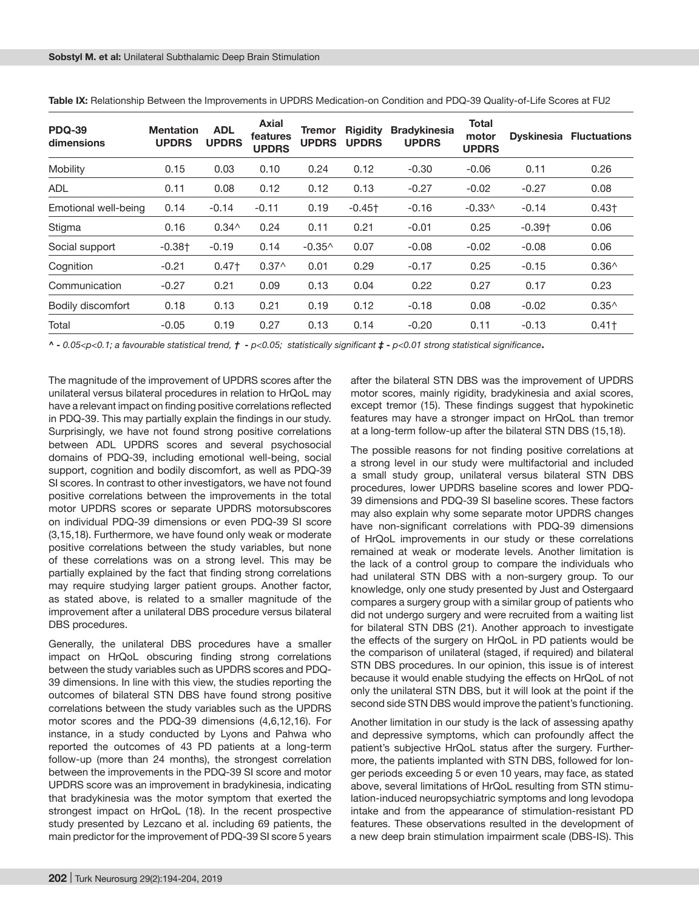**Table IX:** Relationship Between the Improvements in UPDRS Medication-on Condition and PDQ-39 Quality-of-Life Scores at FU2

| PDQ-39 dimensions | Mentation UPDRS | ADL UPDRS | Axial features UPDRS | Tremor UPDRS | Rigidity UPDRS | Bradykinesia UPDRS | Total motor UPDRS | Dyskinesia | Fluctuations |
|---|---|---|---|---|---|---|---|---|---|
| Mobility | 0.15 | 0.03 | 0.10 | 0.24 | 0.12 | -0.30 | -0.06 | 0.11 | 0.26 |
| ADL | 0.11 | 0.08 | 0.12 | 0.12 | 0.13 | -0.27 | -0.02 | -0.27 | 0.08 |
| Emotional well-being | 0.14 | -0.14 | -0.11 | 0.19 | -0.45† | -0.16 | -0.33^ | -0.14 | 0.43† |
| Stigma | 0.16 | 0.34^ | 0.24 | 0.11 | 0.21 | -0.01 | 0.25 | -0.39† | 0.06 |
| Social support | -0.38† | -0.19 | 0.14 | -0.35^ | 0.07 | -0.08 | -0.02 | -0.08 | 0.06 |
| Cognition | -0.21 | 0.47† | 0.37^ | 0.01 | 0.29 | -0.17 | 0.25 | -0.15 | 0.36^ |
| Communication | -0.27 | 0.21 | 0.09 | 0.13 | 0.04 | 0.22 | 0.27 | 0.17 | 0.23 |
| Bodily discomfort | 0.18 | 0.13 | 0.21 | 0.19 | 0.12 | -0.18 | 0.08 | -0.02 | 0.35^ |
| Total | -0.05 | 0.19 | 0.27 | 0.13 | 0.14 | -0.20 | 0.11 | -0.13 | 0.41† |

*^ - 0.05<p<0.1; a favourable statistical trend, † - p<0.05; statistically significant ‡ - p<0.01 strong statistical significance.*

The magnitude of the improvement of UPDRS scores after the unilateral versus bilateral procedures in relation to HrQoL may have a relevant impact on finding positive correlations reflected in PDQ-39. This may partially explain the findings in our study. Surprisingly, we have not found strong positive correlations between ADL UPDRS scores and several psychosocial domains of PDQ-39, including emotional well-being, social support, cognition and bodily discomfort, as well as PDQ-39 SI scores. In contrast to other investigators, we have not found positive correlations between the improvements in the total motor UPDRS scores or separate UPDRS motorsubscores on individual PDQ-39 dimensions or even PDQ-39 SI score (3,15,18). Furthermore, we have found only weak or moderate positive correlations between the study variables, but none of these correlations was on a strong level. This may be partially explained by the fact that finding strong correlations may require studying larger patient groups. Another factor, as stated above, is related to a smaller magnitude of the improvement after a unilateral DBS procedure versus bilateral DBS procedures.

Generally, the unilateral DBS procedures have a smaller impact on HrQoL obscuring finding strong correlations between the study variables such as UPDRS scores and PDQ-39 dimensions. In line with this view, the studies reporting the outcomes of bilateral STN DBS have found strong positive correlations between the study variables such as the UPDRS motor scores and the PDQ-39 dimensions (4,6,12,16). For instance, in a study conducted by Lyons and Pahwa who reported the outcomes of 43 PD patients at a long-term follow-up (more than 24 months), the strongest correlation between the improvements in the PDQ-39 SI score and motor UPDRS score was an improvement in bradykinesia, indicating that bradykinesia was the motor symptom that exerted the strongest impact on HrQoL (18). In the recent prospective study presented by Lezcano et al. including 69 patients, the main predictor for the improvement of PDQ-39 SI score 5 years after the bilateral STN DBS was the improvement of UPDRS motor scores, mainly rigidity, bradykinesia and axial scores, except tremor (15). These findings suggest that hypokinetic features may have a stronger impact on HrQoL than tremor at a long-term follow-up after the bilateral STN DBS (15,18).

The possible reasons for not finding positive correlations at a strong level in our study were multifactorial and included a small study group, unilateral versus bilateral STN DBS procedures, lower UPDRS baseline scores and lower PDQ-39 dimensions and PDQ-39 SI baseline scores. These factors may also explain why some separate motor UPDRS changes have non-significant correlations with PDQ-39 dimensions of HrQoL improvements in our study or these correlations remained at weak or moderate levels. Another limitation is the lack of a control group to compare the individuals who had unilateral STN DBS with a non-surgery group. To our knowledge, only one study presented by Just and Ostergaard compares a surgery group with a similar group of patients who did not undergo surgery and were recruited from a waiting list for bilateral STN DBS (21). Another approach to investigate the effects of the surgery on HrQoL in PD patients would be the comparison of unilateral (staged, if required) and bilateral STN DBS procedures. In our opinion, this issue is of interest because it would enable studying the effects on HrQoL of not only the unilateral STN DBS, but it will look at the point if the second side STN DBS would improve the patient's functioning.

Another limitation in our study is the lack of assessing apathy and depressive symptoms, which can profoundly affect the patient's subjective HrQoL status after the surgery. Furthermore, the patients implanted with STN DBS, followed for longer periods exceeding 5 or even 10 years, may face, as stated above, several limitations of HrQoL resulting from STN stimulation-induced neuropsychiatric symptoms and long levodopa intake and from the appearance of stimulation-resistant PD features. These observations resulted in the development of a new deep brain stimulation impairment scale (DBS-IS). This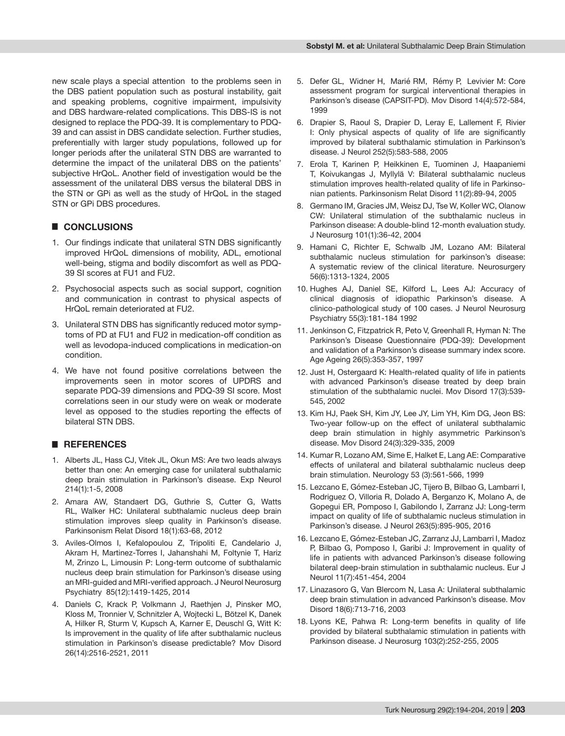new scale plays a special attention to the problems seen in the DBS patient population such as postural instability, gait and speaking problems, cognitive impairment, impulsivity and DBS hardware-related complications. This DBS-IS is not designed to replace the PDQ-39. It is complementary to PDQ-39 and can assist in DBS candidate selection. Further studies, preferentially with larger study populations, followed up for longer periods after the unilateral STN DBS are warranted to determine the impact of the unilateral DBS on the patients' subjective HrQoL. Another field of investigation would be the assessment of the unilateral DBS versus the bilateral DBS in the STN or GPi as well as the study of HrQoL in the staged STN or GPi DBS procedures.

## CONCLUSIONS

1. Our findings indicate that unilateral STN DBS significantly improved HrQoL dimensions of mobility, ADL, emotional well-being, stigma and bodily discomfort as well as PDQ-39 SI scores at FU1 and FU2.
2. Psychosocial aspects such as social support, cognition and communication in contrast to physical aspects of HrQoL remain deteriorated at FU2.
3. Unilateral STN DBS has significantly reduced motor symptoms of PD at FU1 and FU2 in medication-off condition as well as levodopa-induced complications in medication-on condition.
4. We have not found positive correlations between the improvements seen in motor scores of UPDRS and separate PDQ-39 dimensions and PDQ-39 SI score. Most correlations seen in our study were on weak or moderate level as opposed to the studies reporting the effects of bilateral STN DBS.

## REFERENCES

1. Alberts JL, Hass CJ, Vitek JL, Okun MS: Are two leads always better than one: An emerging case for unilateral subthalamic deep brain stimulation in Parkinson's disease. Exp Neurol 214(1):1-5, 2008
2. Amara AW, Standaert DG, Guthrie S, Cutter G, Watts RL, Walker HC: Unilateral subthalamic nucleus deep brain stimulation improves sleep quality in Parkinson's disease. Parkinsonism Relat Disord 18(1):63-68, 2012
3. Aviles-Olmos I, Kefalopoulou Z, Tripoliti E, Candelario J, Akram H, Martinez-Torres I, Jahanshahi M, Foltynie T, Hariz M, Zrinzo L, Limousin P: Long-term outcome of subthalamic nucleus deep brain stimulation for Parkinson's disease using an MRI-guided and MRI-verified approach. J Neurol Neurosurg Psychiatry 85(12):1419-1425, 2014
4. Daniels C, Krack P, Volkmann J, Raethjen J, Pinsker MO, Kloss M, Tronnier V, Schnitzler A, Wojtecki L, Bötzel K, Danek A, Hilker R, Sturm V, Kupsch A, Karner E, Deuschl G, Witt K: Is improvement in the quality of life after subthalamic nucleus stimulation in Parkinson's disease predictable? Mov Disord 26(14):2516-2521, 2011
5. Defer GL, Widner H, Marié RM, Rémy P, Levivier M: Core assessment program for surgical interventional therapies in Parkinson's disease (CAPSIT-PD). Mov Disord 14(4):572-584, 1999
6. Drapier S, Raoul S, Drapier D, Leray E, Lallement F, Rivier I: Only physical aspects of quality of life are significantly improved by bilateral subthalamic stimulation in Parkinson's disease. J Neurol 252(5):583-588, 2005
7. Erola T, Karinen P, Heikkinen E, Tuominen J, Haapaniemi T, Koivukangas J, Myllylä V: Bilateral subthalamic nucleus stimulation improves health-related quality of life in Parkinsonian patients. Parkinsonism Relat Disord 11(2):89-94, 2005
8. Germano IM, Gracies JM, Weisz DJ, Tse W, Koller WC, Olanow CW: Unilateral stimulation of the subthalamic nucleus in Parkinson disease: A double-blind 12-month evaluation study. J Neurosurg 101(1):36-42, 2004
9. Hamani C, Richter E, Schwalb JM, Lozano AM: Bilateral subthalamic nucleus stimulation for parkinson's disease: A systematic review of the clinical literature. Neurosurgery 56(6):1313-1324, 2005
10. Hughes AJ, Daniel SE, Kilford L, Lees AJ: Accuracy of clinical diagnosis of idiopathic Parkinson's disease. A clinico-pathological study of 100 cases. J Neurol Neurosurg Psychiatry 55(3):181-184 1992
11. Jenkinson C, Fitzpatrick R, Peto V, Greenhall R, Hyman N: The Parkinson's Disease Questionnaire (PDQ-39): Development and validation of a Parkinson's disease summary index score. Age Ageing 26(5):353-357, 1997
12. Just H, Ostergaard K: Health-related quality of life in patients with advanced Parkinson's disease treated by deep brain stimulation of the subthalamic nuclei. Mov Disord 17(3):539-545, 2002
13. Kim HJ, Paek SH, Kim JY, Lee JY, Lim YH, Kim DG, Jeon BS: Two-year follow-up on the effect of unilateral subthalamic deep brain stimulation in highly asymmetric Parkinson's disease. Mov Disord 24(3):329-335, 2009
14. Kumar R, Lozano AM, Sime E, Halket E, Lang AE: Comparative effects of unilateral and bilateral subthalamic nucleus deep brain stimulation. Neurology 53 (3):561-566, 1999
15. Lezcano E, Gómez-Esteban JC, Tijero B, Bilbao G, Lambarri I, Rodriguez O, Villoria R, Dolado A, Berganzo K, Molano A, de Gopegui ER, Pomposo I, Gabilondo I, Zarranz JJ: Long-term impact on quality of life of subthalamic nucleus stimulation in Parkinson's disease. J Neurol 263(5):895-905, 2016
16. Lezcano E, Gómez-Esteban JC, Zarranz JJ, Lambarri I, Madoz P, Bilbao G, Pomposo I, Garibi J: Improvement in quality of life in patients with advanced Parkinson's disease following bilateral deep-brain stimulation in subthalamic nucleus. Eur J Neurol 11(7):451-454, 2004
17. Linazasoro G, Van Blercom N, Lasa A: Unilateral subthalamic deep brain stimulation in advanced Parkinson's disease. Mov Disord 18(6):713-716, 2003
18. Lyons KE, Pahwa R: Long-term benefits in quality of life provided by bilateral subthalamic stimulation in patients with Parkinson disease. J Neurosurg 103(2):252-255, 2005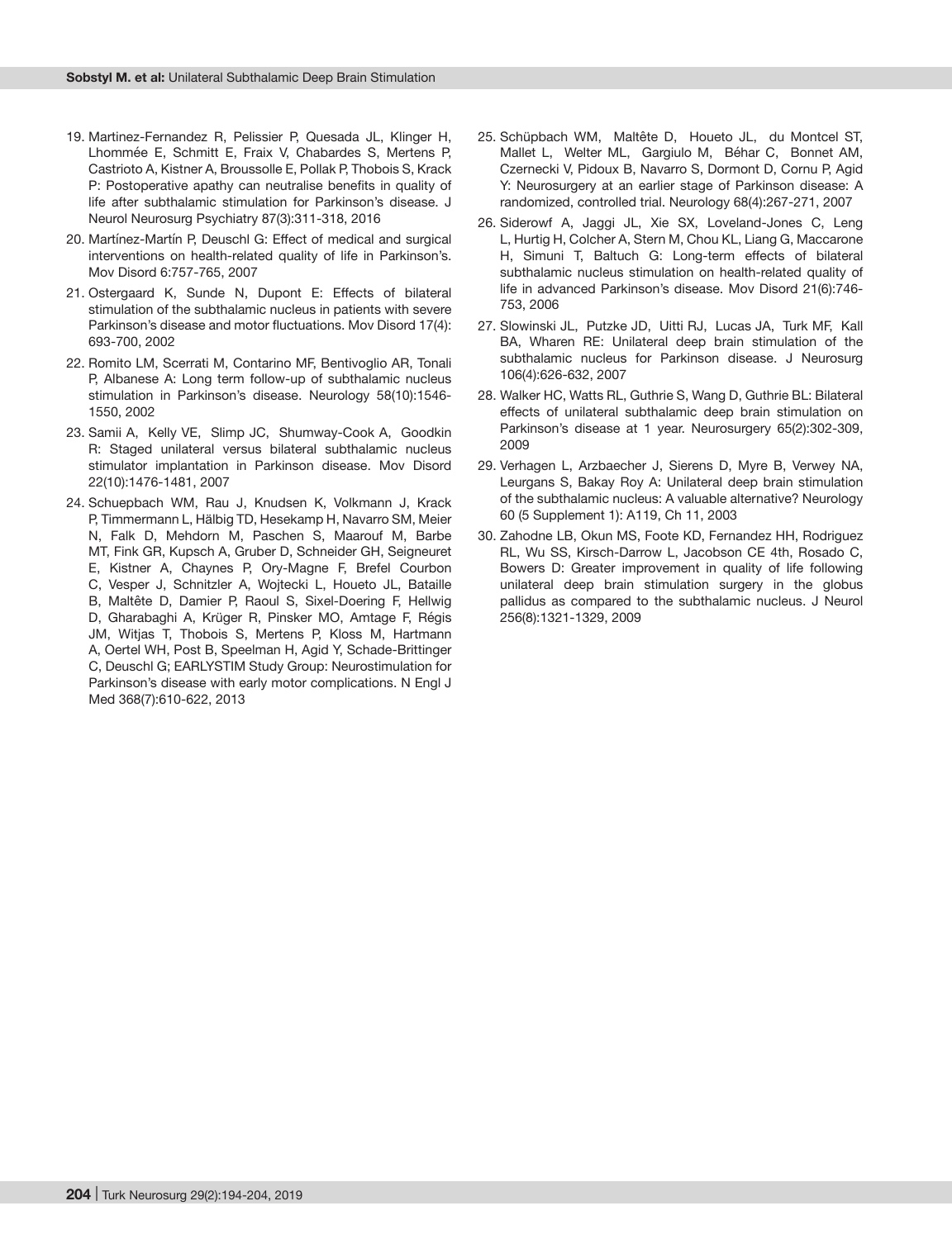19. Martinez-Fernandez R, Pelissier P, Quesada JL, Klinger H, Lhommée E, Schmitt E, Fraix V, Chabardes S, Mertens P, Castrioto A, Kistner A, Broussolle E, Pollak P, Thobois S, Krack P: Postoperative apathy can neutralise benefits in quality of life after subthalamic stimulation for Parkinson's disease. J Neurol Neurosurg Psychiatry 87(3):311-318, 2016

20. Martínez-Martín P, Deuschl G: Effect of medical and surgical interventions on health-related quality of life in Parkinson's. Mov Disord 6:757-765, 2007

21. Ostergaard K, Sunde N, Dupont E: Effects of bilateral stimulation of the subthalamic nucleus in patients with severe Parkinson's disease and motor fluctuations. Mov Disord 17(4): 693-700, 2002

22. Romito LM, Scerrati M, Contarino MF, Bentivoglio AR, Tonali P, Albanese A: Long term follow-up of subthalamic nucleus stimulation in Parkinson's disease. Neurology 58(10):1546-1550, 2002

23. Samii A, Kelly VE, Slimp JC, Shumway-Cook A, Goodkin R: Staged unilateral versus bilateral subthalamic nucleus stimulator implantation in Parkinson disease. Mov Disord 22(10):1476-1481, 2007

24. Schuepbach WM, Rau J, Knudsen K, Volkmann J, Krack P, Timmermann L, Hälbig TD, Hesekamp H, Navarro SM, Meier N, Falk D, Mehdorn M, Paschen S, Maarouf M, Barbe MT, Fink GR, Kupsch A, Gruber D, Schneider GH, Seigneuret E, Kistner A, Chaynes P, Ory-Magne F, Brefel Courbon C, Vesper J, Schnitzler A, Wojtecki L, Houeto JL, Bataille B, Maltête D, Damier P, Raoul S, Sixel-Doering F, Hellwig D, Gharabaghi A, Krüger R, Pinsker MO, Amtage F, Régis JM, Witjas T, Thobois S, Mertens P, Kloss M, Hartmann A, Oertel WH, Post B, Speelman H, Agid Y, Schade-Brittinger C, Deuschl G; EARLYSTIM Study Group: Neurostimulation for Parkinson's disease with early motor complications. N Engl J Med 368(7):610-622, 2013

25. Schüpbach WM, Maltête D, Houeto JL, du Montcel ST, Mallet L, Welter ML, Gargiulo M, Béhar C, Bonnet AM, Czernecki V, Pidoux B, Navarro S, Dormont D, Cornu P, Agid Y: Neurosurgery at an earlier stage of Parkinson disease: A randomized, controlled trial. Neurology 68(4):267-271, 2007

26. Siderowf A, Jaggi JL, Xie SX, Loveland-Jones C, Leng L, Hurtig H, Colcher A, Stern M, Chou KL, Liang G, Maccarone H, Simuni T, Baltuch G: Long-term effects of bilateral subthalamic nucleus stimulation on health-related quality of life in advanced Parkinson's disease. Mov Disord 21(6):746-753, 2006

27. Slowinski JL, Putzke JD, Uitti RJ, Lucas JA, Turk MF, Kall BA, Wharen RE: Unilateral deep brain stimulation of the subthalamic nucleus for Parkinson disease. J Neurosurg 106(4):626-632, 2007

28. Walker HC, Watts RL, Guthrie S, Wang D, Guthrie BL: Bilateral effects of unilateral subthalamic deep brain stimulation on Parkinson's disease at 1 year. Neurosurgery 65(2):302-309, 2009

29. Verhagen L, Arzbaecher J, Sierens D, Myre B, Verwey NA, Leurgans S, Bakay Roy A: Unilateral deep brain stimulation of the subthalamic nucleus: A valuable alternative? Neurology 60 (5 Supplement 1): A119, Ch 11, 2003

30. Zahodne LB, Okun MS, Foote KD, Fernandez HH, Rodriguez RL, Wu SS, Kirsch-Darrow L, Jacobson CE 4th, Rosado C, Bowers D: Greater improvement in quality of life following unilateral deep brain stimulation surgery in the globus pallidus as compared to the subthalamic nucleus. J Neurol 256(8):1321-1329, 2009